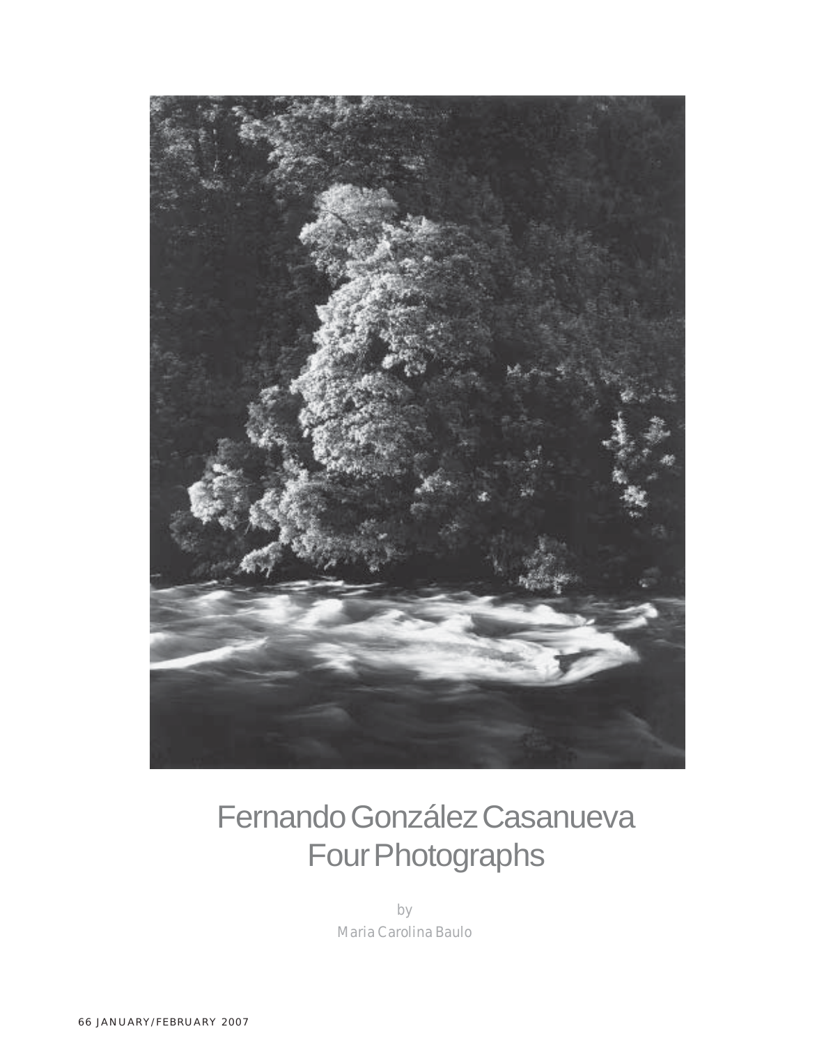# Fernando González Casanueva
## Four Photographs

by

Maria Carolina Baulo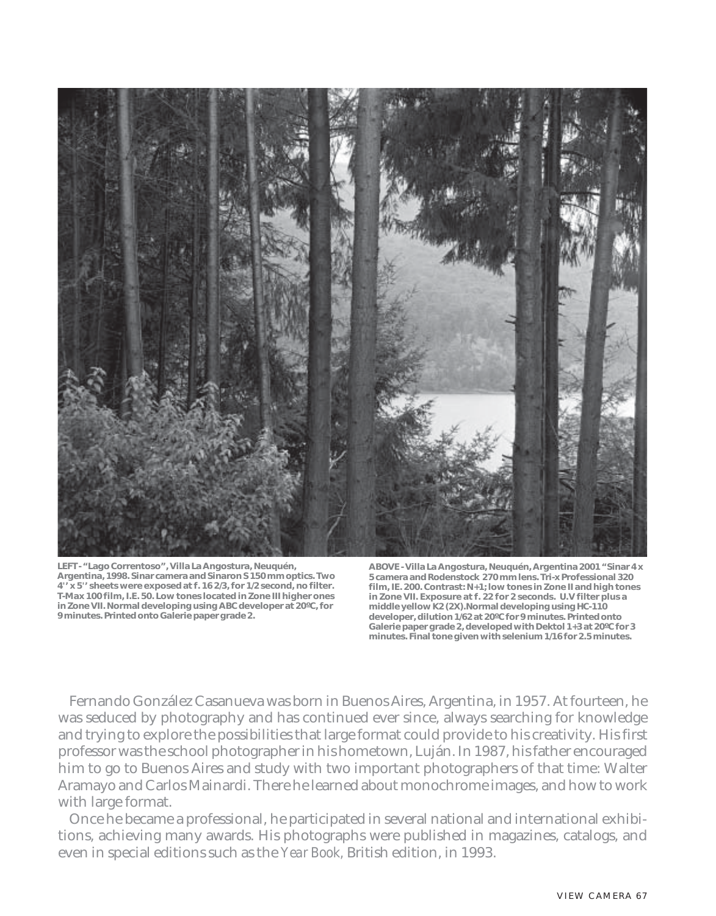**LEFT - "Lago Correntoso", Villa La Angostura, Neuquén, Argentina, 1998. Sinar camera and Sinaron S 150 mm optics. Two 4'' x 5'' sheets were exposed at f. 16 2/3, for 1/2 second, no filter. T-Max 100 film, I.E. 50. Low tones located in Zone III higher ones in Zone VII. Normal developing using ABC developer at 20ºC, for 9 minutes. Printed onto Galerie paper grade 2.**

**ABOVE - Villa La Angostura, Neuquén, Argentina 2001 "Sinar 4 x 5 camera and Rodenstock 270 mm lens. Tri-x Professional 320 film, IE. 200. Contrast: N+1; low tones in Zone II and high tones in Zone VII. Exposure at f. 22 for 2 seconds. U.V filter plus a middle yellow K2 (2X). Normal developing using HC-110 developer, dilution 1/62 at 20ºC for 9 minutes. Printed onto Galerie paper grade 2, developed with Dektol 1+3 at 20ºC for 3 minutes. Final tone given with selenium 1/16 for 2.5 minutes.**

Fernando González Casanueva was born in Buenos Aires, Argentina, in 1957. At fourteen, he was seduced by photography and has continued ever since, always searching for knowledge and trying to explore the possibilities that large format could provide to his creativity. His first professor was the school photographer in his hometown, Luján. In 1987, his father encouraged him to go to Buenos Aires and study with two important photographers of that time: Walter Aramayo and Carlos Mainardi. There he learned about monochrome images, and how to work with large format.

Once he became a professional, he participated in several national and international exhibitions, achieving many awards. His photographs were published in magazines, catalogs, and even in special editions such as the *Year Book*, British edition, in 1993.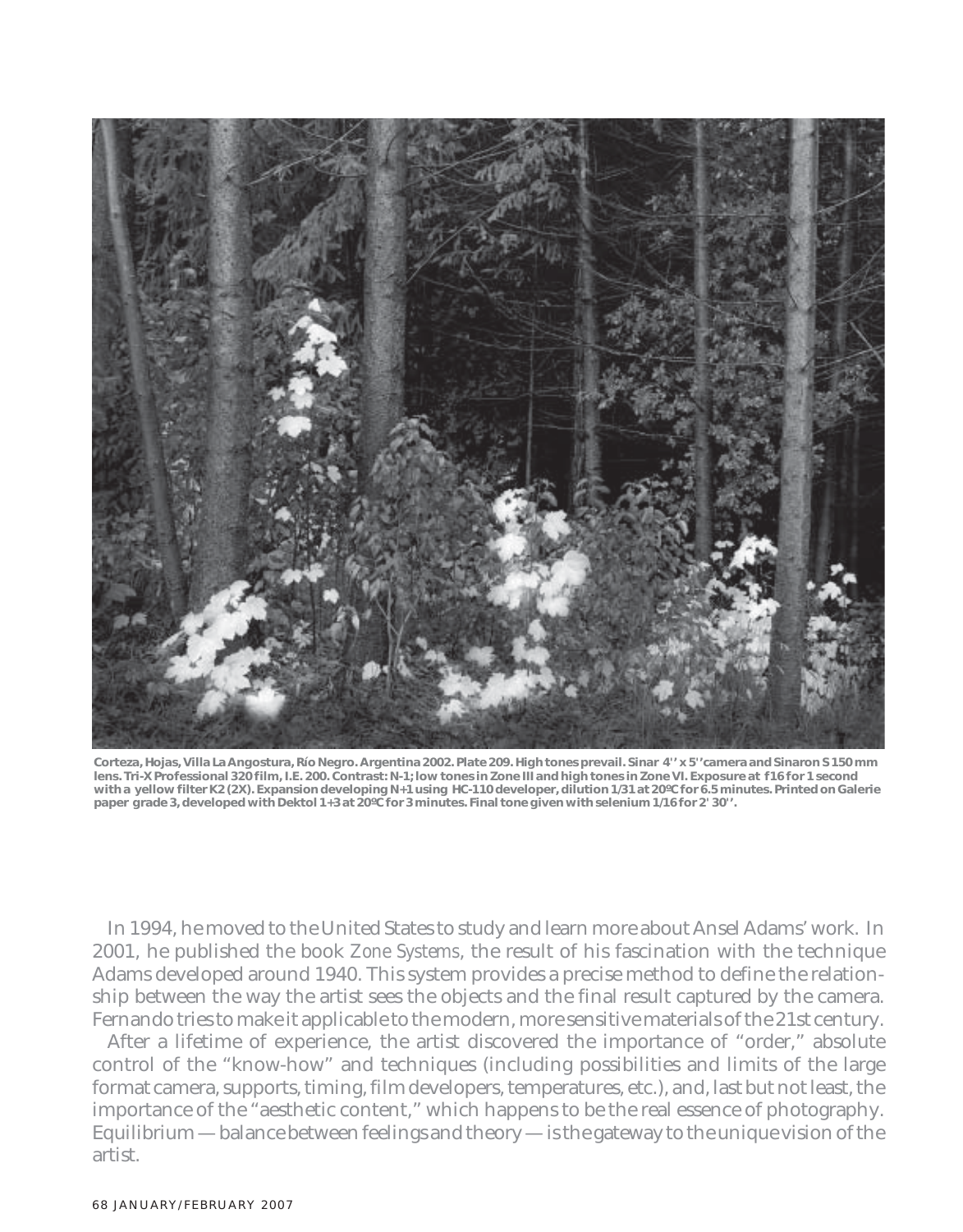**Corteza, Hojas, Villa La Angostura, Río Negro. Argentina 2002. Plate 209. High tones prevail. Sinar 4'' x 5'' camera and Sinaron S 150 mm lens. Tri-X Professional 320 film, I.E. 200. Contrast: N-1; low tones in Zone III and high tones in Zone VI. Exposure at f16 for 1 second with a yellow filter K2 (2X). Expansion developing N+1 using HC-110 developer, dilution 1/31 at 20ºC for 6.5 minutes. Printed on Galerie paper grade 3, developed with Dektol 1+3 at 20ºC for 3 minutes. Final tone given with selenium 1/16 for 2' 30''.**

In 1994, he moved to the United States to study and learn more about Ansel Adams' work. In 2001, he published the book *Zone Systems*, the result of his fascination with the technique Adams developed around 1940. This system provides a precise method to define the relationship between the way the artist sees the objects and the final result captured by the camera. Fernando tries to make it applicable to the modern, more sensitive materials of the 21st century.

After a lifetime of experience, the artist discovered the importance of "order," absolute control of the "know-how" and techniques (including possibilities and limits of the large format camera, supports, timing, film developers, temperatures, etc.), and, last but not least, the importance of the "aesthetic content," which happens to be the real essence of photography. Equilibrium — balance between feelings and theory — is the gateway to the unique vision of the artist.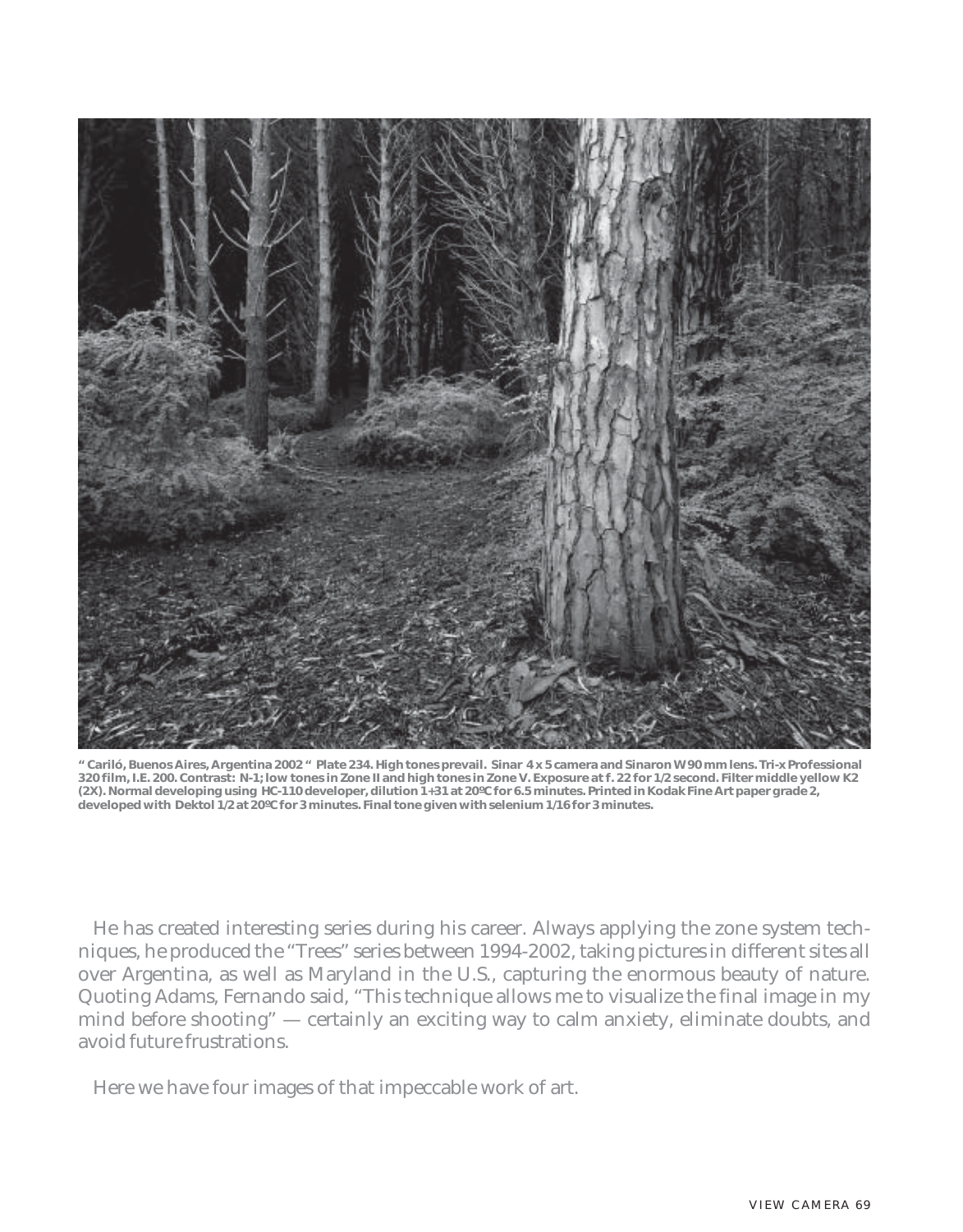**" Cariló, Buenos Aires, Argentina 2002 " Plate 234. High tones prevail. Sinar 4 x 5 camera and Sinaron W 90 mm lens. Tri-x Professional 320 film, I.E. 200. Contrast: N-1; low tones in Zone II and high tones in Zone V. Exposure at f. 22 for 1/2 second. Filter middle yellow K2 (2X). Normal developing using HC-110 developer, dilution 1+31 at 20ºC for 6.5 minutes. Printed in Kodak Fine Art paper grade 2, developed with Dektol 1/2 at 20ºC for 3 minutes. Final tone given with selenium 1/16 for 3 minutes.**

He has created interesting series during his career. Always applying the zone system techniques, he produced the "Trees" series between 1994-2002, taking pictures in different sites all over Argentina, as well as Maryland in the U.S., capturing the enormous beauty of nature. Quoting Adams, Fernando said, "This technique allows me to visualize the final image in my mind before shooting" — certainly an exciting way to calm anxiety, eliminate doubts, and avoid future frustrations.

Here we have four images of that impeccable work of art.